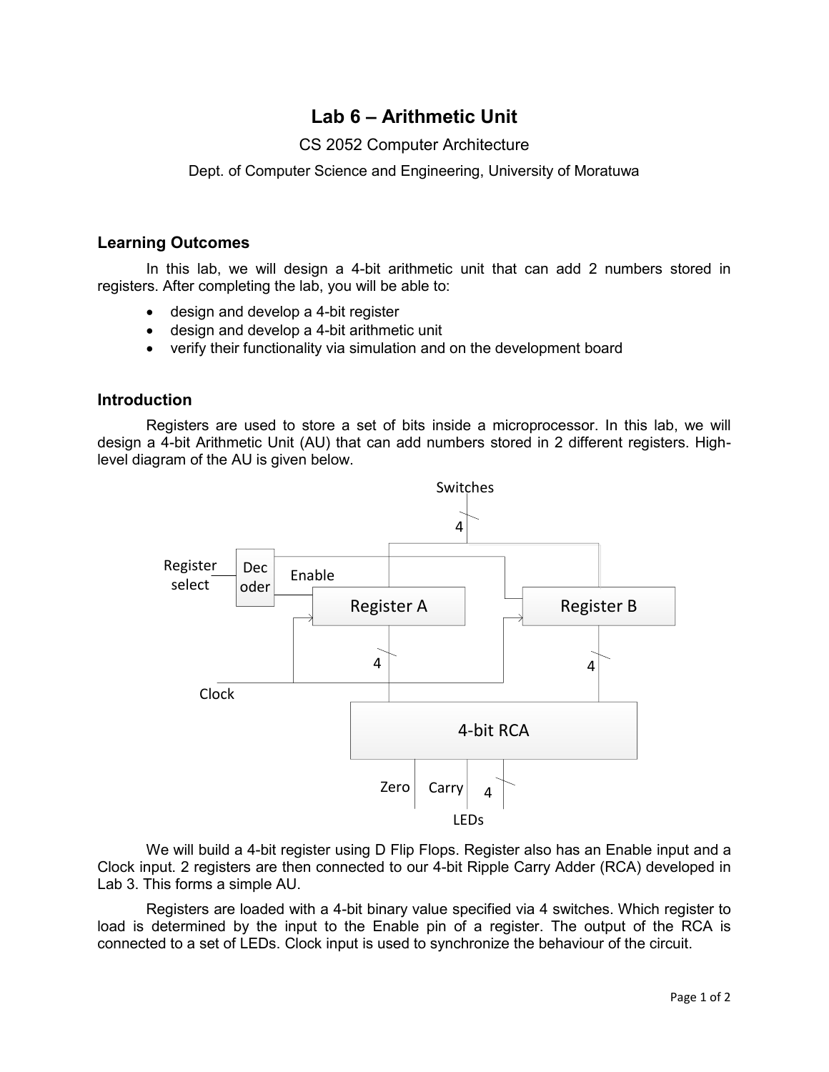# Lab 6 – Arithmetic Unit

CS 2052 Computer Architecture

Dept. of Computer Science and Engineering, University of Moratuwa

## Learning Outcomes

In this lab, we will design a 4-bit arithmetic unit that can add 2 numbers stored in registers. After completing the lab, you will be able to:

- design and develop a 4-bit register
- design and develop a 4-bit arithmetic unit
- verify their functionality via simulation and on the development board

## Introduction

Registers are used to store a set of bits inside a microprocessor. In this lab, we will design a 4-bit Arithmetic Unit (AU) that can add numbers stored in 2 different registers. High-level diagram of the AU is given below.

Switches
4
Register select
Decoder
Enable
Register A
Register B
Clock
4
4
4-bit RCA
Zero
Carry
4
LEDs

We will build a 4-bit register using D Flip Flops. Register also has an Enable input and a Clock input. 2 registers are then connected to our 4-bit Ripple Carry Adder (RCA) developed in Lab 3. This forms a simple AU.

Registers are loaded with a 4-bit binary value specified via 4 switches. Which register to load is determined by the input to the Enable pin of a register. The output of the RCA is connected to a set of LEDs. Clock input is used to synchronize the behaviour of the circuit.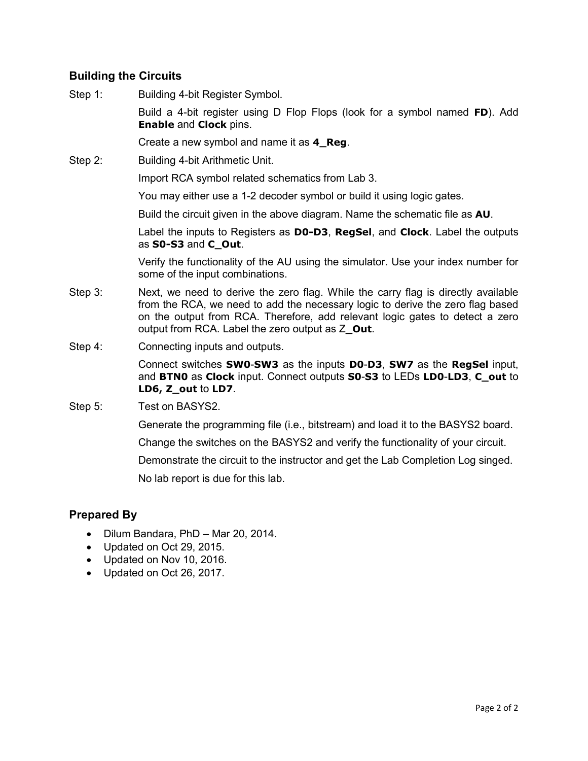## Building the Circuits

Step 1: Building 4-bit Register Symbol.

Build a 4-bit register using D Flop Flops (look for a symbol named **FD**). Add **Enable** and **Clock** pins.

Create a new symbol and name it as **4_Reg**.

Step 2: Building 4-bit Arithmetic Unit.

Import RCA symbol related schematics from Lab 3.

You may either use a 1-2 decoder symbol or build it using logic gates.

Build the circuit given in the above diagram. Name the schematic file as **AU**.

Label the inputs to Registers as **D0-D3**, **RegSel**, and **Clock**. Label the outputs as **S0-S3** and **C_Out**.

Verify the functionality of the AU using the simulator. Use your index number for some of the input combinations.

Step 3: Next, we need to derive the zero flag. While the carry flag is directly available from the RCA, we need to add the necessary logic to derive the zero flag based on the output from RCA. Therefore, add relevant logic gates to detect a zero output from RCA. Label the zero output as Z**_Out**.

Step 4: Connecting inputs and outputs.

Connect switches **SW0**-**SW3** as the inputs **D0**-**D3**, **SW7** as the **RegSel** input, and **BTN0** as **Clock** input. Connect outputs **S0**-**S3** to LEDs **LD0**-**LD3**, **C_out** to **LD6, Z_out** to **LD7**.

Step 5: Test on BASYS2.

Generate the programming file (i.e., bitstream) and load it to the BASYS2 board.

Change the switches on the BASYS2 and verify the functionality of your circuit.

Demonstrate the circuit to the instructor and get the Lab Completion Log singed.

No lab report is due for this lab.

## Prepared By

- Dilum Bandara, PhD – Mar 20, 2014.
- Updated on Oct 29, 2015.
- Updated on Nov 10, 2016.
- Updated on Oct 26, 2017.